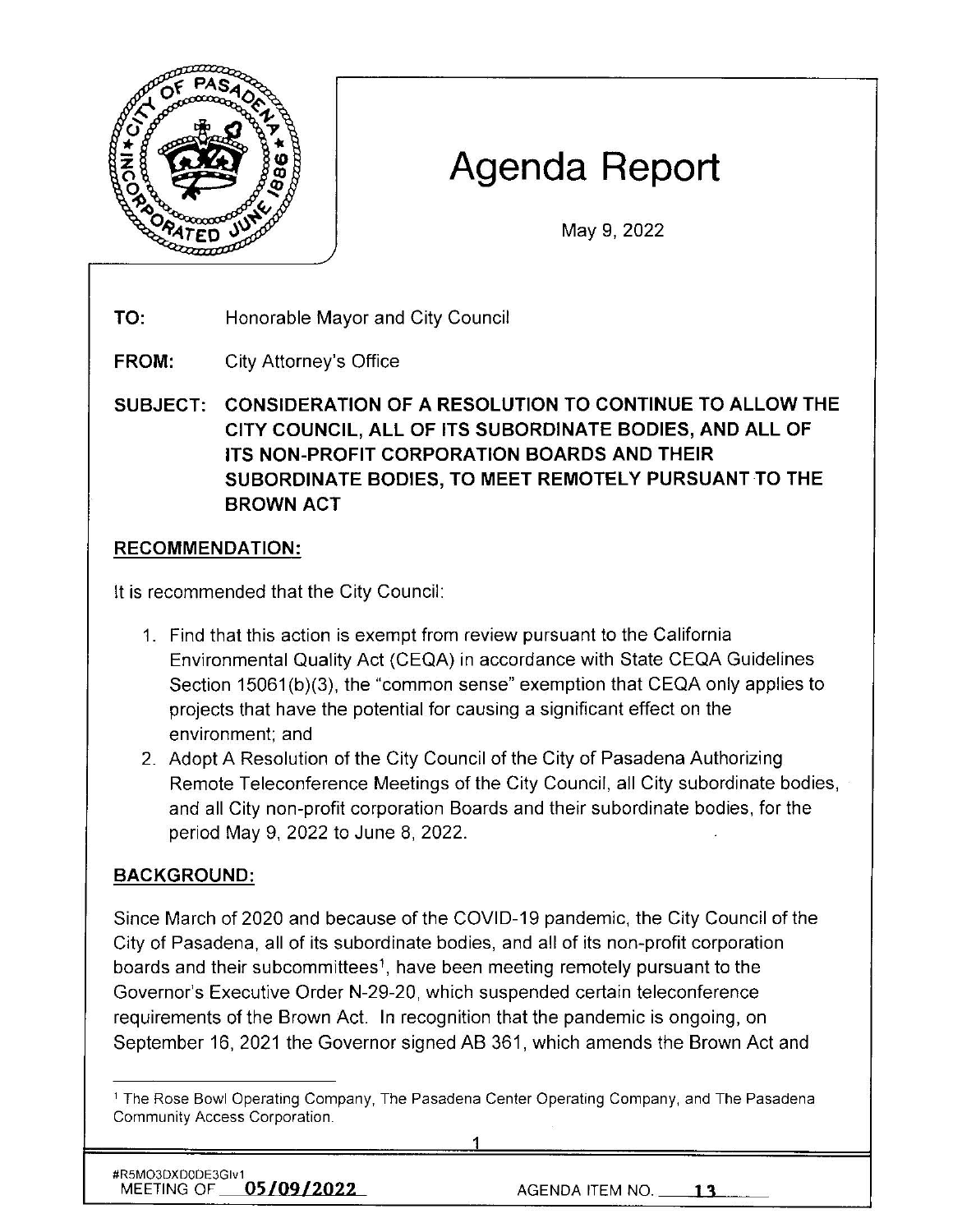# Agenda Report

May 9, 2022

**TO:** Honorable Mayor and City Council

**FROM:** City Attorney's Office

**SUBJECT: CONSIDERATION OF A RESOLUTION TO CONTINUE TO ALLOW THE CITY COUNCIL, ALL OF ITS SUBORDINATE BODIES, AND ALL OF ITS NON-PROFIT CORPORATION BOARDS AND THEIR SUBORDINATE BODIES, TO MEET REMOTELY PURSUANT TO THE BROWN ACT**

## RECOMMENDATION:

It is recommended that the City Council:

1. Find that this action is exempt from review pursuant to the California Environmental Quality Act (CEQA) in accordance with State CEQA Guidelines Section 15061(b)(3), the "common sense" exemption that CEQA only applies to projects that have the potential for causing a significant effect on the environment; and
2. Adopt A Resolution of the City Council of the City of Pasadena Authorizing Remote Teleconference Meetings of the City Council, all City subordinate bodies, and all City non-profit corporation Boards and their subordinate bodies, for the period May 9, 2022 to June 8, 2022.

## BACKGROUND:

Since March of 2020 and because of the COVID-19 pandemic, the City Council of the City of Pasadena, all of its subordinate bodies, and all of its non-profit corporation boards and their subcommittees[1], have been meeting remotely pursuant to the Governor's Executive Order N-29-20, which suspended certain teleconference requirements of the Brown Act. In recognition that the pandemic is ongoing, on September 16, 2021 the Governor signed AB 361, which amends the Brown Act and

[1] The Rose Bowl Operating Company, The Pasadena Center Operating Company, and The Pasadena Community Access Corporation.

#R5MO3DXD0DE3GIv1
MEETING OF 05/09/2022 AGENDA ITEM NO. 13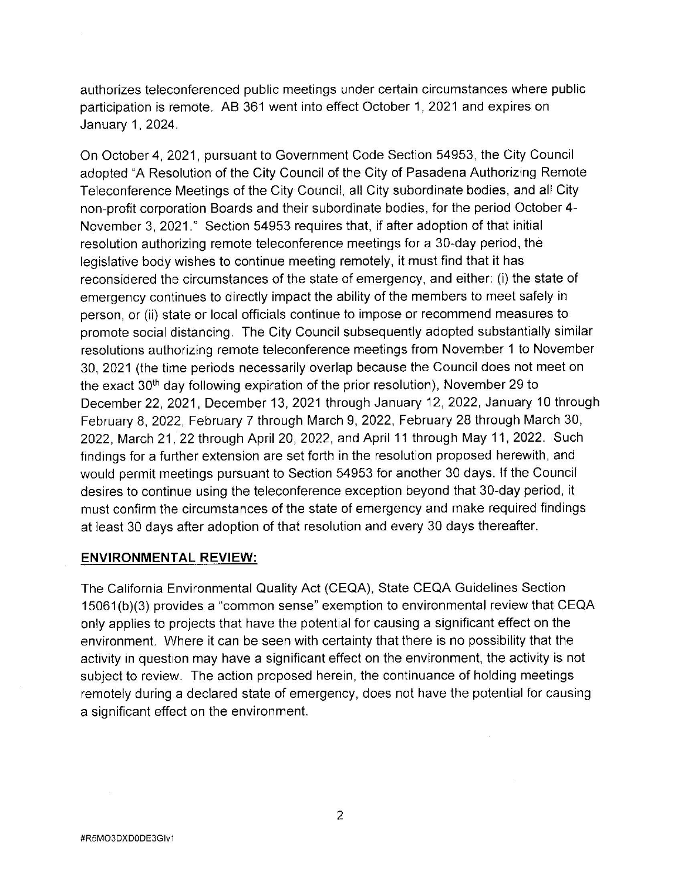authorizes teleconferenced public meetings under certain circumstances where public participation is remote. AB 361 went into effect October 1, 2021 and expires on January 1, 2024.

On October 4, 2021, pursuant to Government Code Section 54953, the City Council adopted "A Resolution of the City Council of the City of Pasadena Authorizing Remote Teleconference Meetings of the City Council, all City subordinate bodies, and all City non-profit corporation Boards and their subordinate bodies, for the period October 4-November 3, 2021." Section 54953 requires that, if after adoption of that initial resolution authorizing remote teleconference meetings for a 30-day period, the legislative body wishes to continue meeting remotely, it must find that it has reconsidered the circumstances of the state of emergency, and either: (i) the state of emergency continues to directly impact the ability of the members to meet safely in person, or (ii) state or local officials continue to impose or recommend measures to promote social distancing. The City Council subsequently adopted substantially similar resolutions authorizing remote teleconference meetings from November 1 to November 30, 2021 (the time periods necessarily overlap because the Council does not meet on the exact 30th day following expiration of the prior resolution), November 29 to December 22, 2021, December 13, 2021 through January 12, 2022, January 10 through February 8, 2022, February 7 through March 9, 2022, February 28 through March 30, 2022, March 21, 22 through April 20, 2022, and April 11 through May 11, 2022. Such findings for a further extension are set forth in the resolution proposed herewith, and would permit meetings pursuant to Section 54953 for another 30 days. If the Council desires to continue using the teleconference exception beyond that 30-day period, it must confirm the circumstances of the state of emergency and make required findings at least 30 days after adoption of that resolution and every 30 days thereafter.

**ENVIRONMENTAL REVIEW:**

The California Environmental Quality Act (CEQA), State CEQA Guidelines Section 15061(b)(3) provides a "common sense" exemption to environmental review that CEQA only applies to projects that have the potential for causing a significant effect on the environment. Where it can be seen with certainty that there is no possibility that the activity in question may have a significant effect on the environment, the activity is not subject to review. The action proposed herein, the continuance of holding meetings remotely during a declared state of emergency, does not have the potential for causing a significant effect on the environment.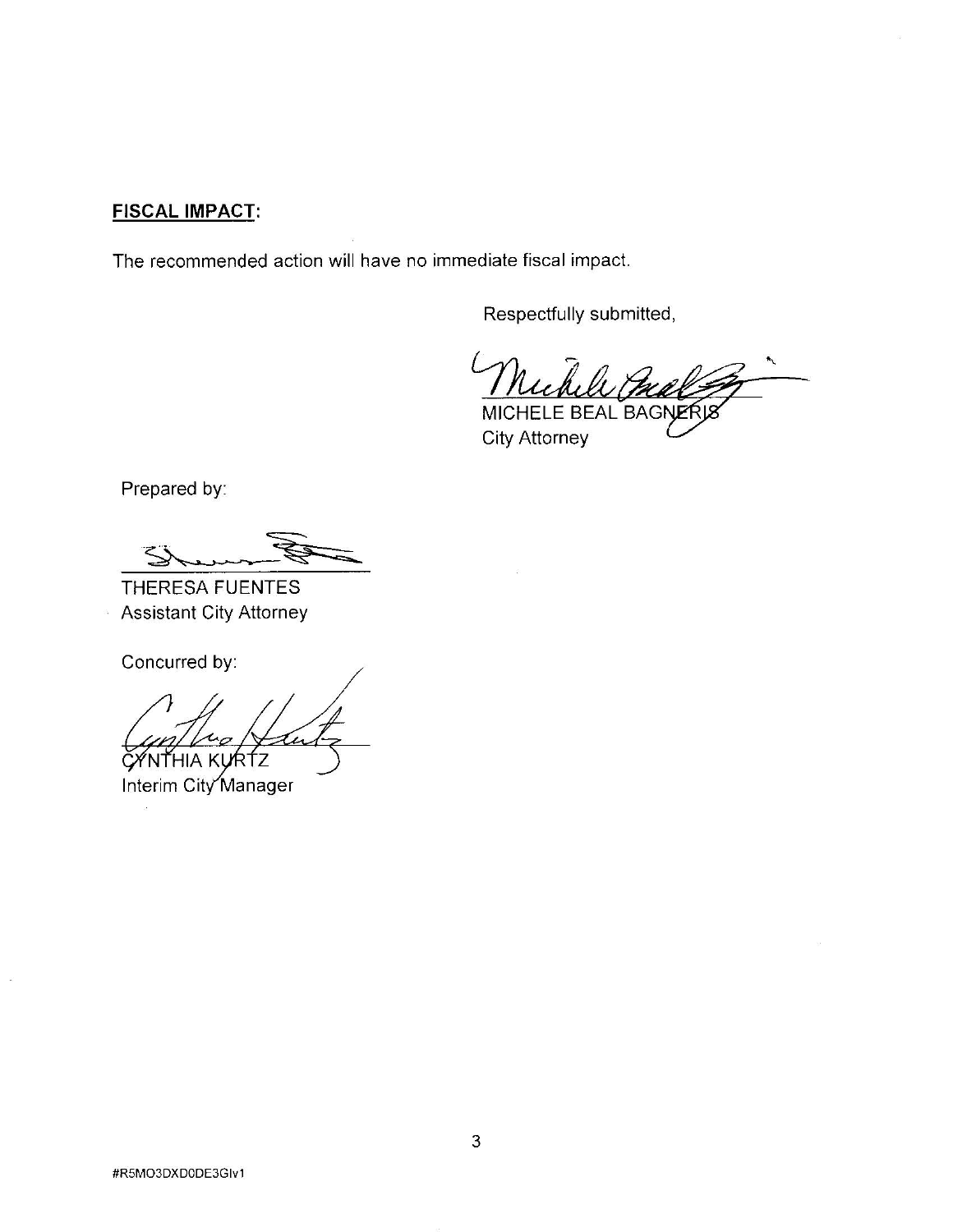**FISCAL IMPACT:**

The recommended action will have no immediate fiscal impact.

Respectfully submitted,

MICHELE BEAL BAGNERIS
City Attorney

Prepared by:

THERESA FUENTES
Assistant City Attorney

Concurred by:

CYNTHIA KURTZ
Interim City Manager

#R5MO3DXD0DE3GIv1